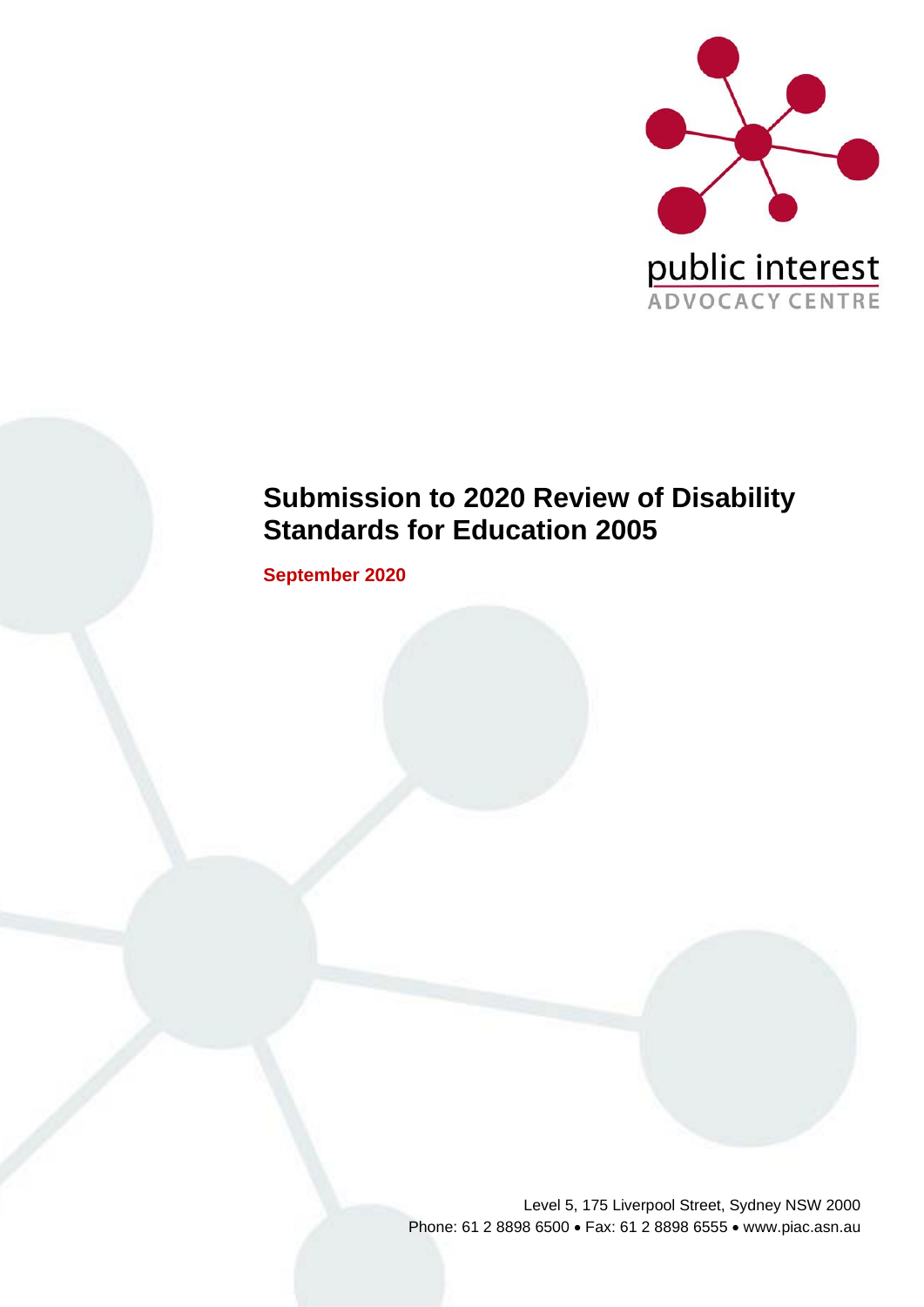public interest
ADVOCACY CENTRE

# Submission to 2020 Review of Disability Standards for Education 2005

**September 2020**

Level 5, 175 Liverpool Street, Sydney NSW 2000
Phone: 61 2 8898 6500 • Fax: 61 2 8898 6555 • www.piac.asn.au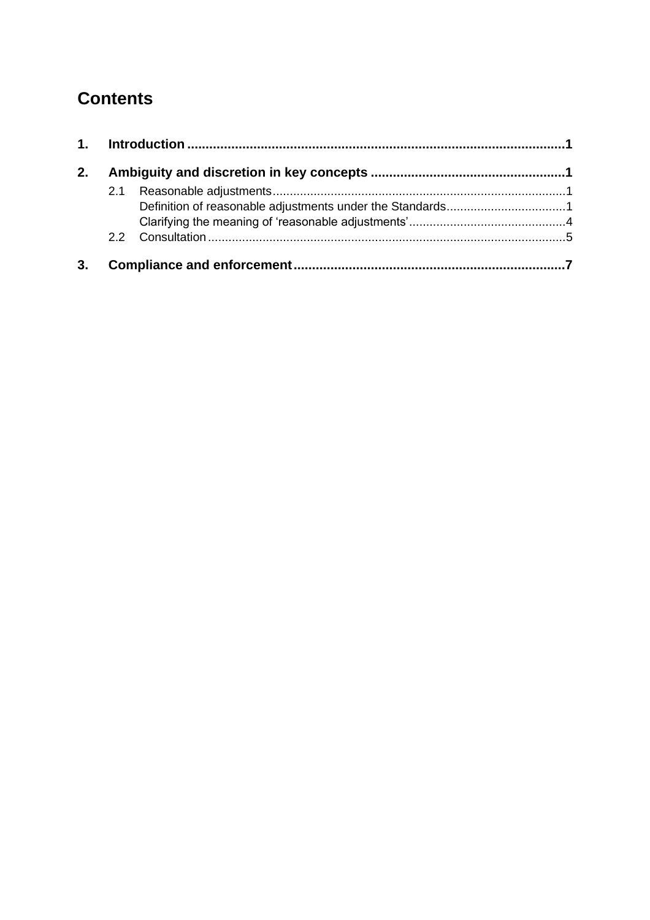# Contents

1. Introduction ............................................................ 1

2. Ambiguity and discretion in key concepts ............................................................ 1

   2.1 Reasonable adjustments ............................................................ 1

   Definition of reasonable adjustments under the Standards ............................................................ 1

   Clarifying the meaning of 'reasonable adjustments' ............................................................ 4

   2.2 Consultation ............................................................ 5

3. Compliance and enforcement ............................................................ 7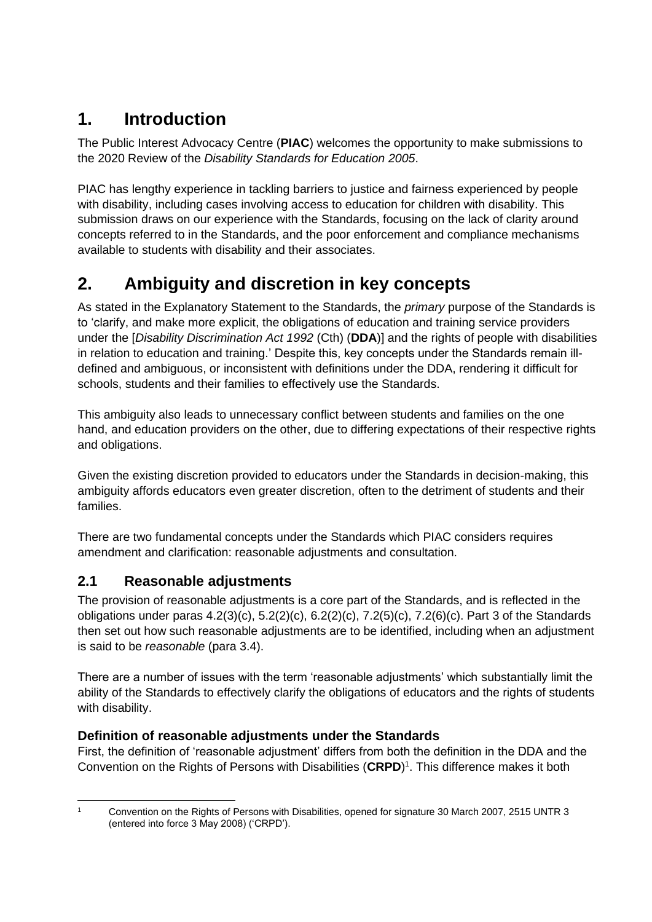# 1. Introduction

The Public Interest Advocacy Centre (**PIAC**) welcomes the opportunity to make submissions to the 2020 Review of the *Disability Standards for Education 2005*.

PIAC has lengthy experience in tackling barriers to justice and fairness experienced by people with disability, including cases involving access to education for children with disability. This submission draws on our experience with the Standards, focusing on the lack of clarity around concepts referred to in the Standards, and the poor enforcement and compliance mechanisms available to students with disability and their associates.

# 2. Ambiguity and discretion in key concepts

As stated in the Explanatory Statement to the Standards, the *primary* purpose of the Standards is to 'clarify, and make more explicit, the obligations of education and training service providers under the [*Disability Discrimination Act 1992* (Cth) (**DDA**)] and the rights of people with disabilities in relation to education and training.' Despite this, key concepts under the Standards remain ill-defined and ambiguous, or inconsistent with definitions under the DDA, rendering it difficult for schools, students and their families to effectively use the Standards.

This ambiguity also leads to unnecessary conflict between students and families on the one hand, and education providers on the other, due to differing expectations of their respective rights and obligations.

Given the existing discretion provided to educators under the Standards in decision-making, this ambiguity affords educators even greater discretion, often to the detriment of students and their families.

There are two fundamental concepts under the Standards which PIAC considers requires amendment and clarification: reasonable adjustments and consultation.

## 2.1 Reasonable adjustments

The provision of reasonable adjustments is a core part of the Standards, and is reflected in the obligations under paras 4.2(3)(c), 5.2(2)(c), 6.2(2)(c), 7.2(5)(c), 7.2(6)(c). Part 3 of the Standards then set out how such reasonable adjustments are to be identified, including when an adjustment is said to be *reasonable* (para 3.4).

There are a number of issues with the term 'reasonable adjustments' which substantially limit the ability of the Standards to effectively clarify the obligations of educators and the rights of students with disability.

### Definition of reasonable adjustments under the Standards

First, the definition of 'reasonable adjustment' differs from both the definition in the DDA and the Convention on the Rights of Persons with Disabilities (**CRPD**)[1]. This difference makes it both

[1] Convention on the Rights of Persons with Disabilities, opened for signature 30 March 2007, 2515 UNTR 3 (entered into force 3 May 2008) ('CRPD').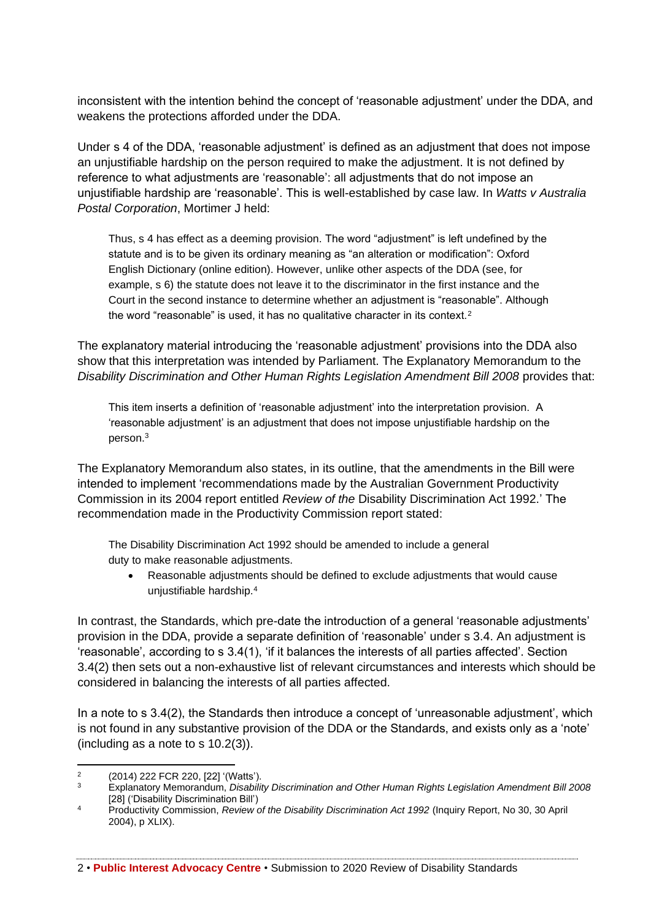inconsistent with the intention behind the concept of 'reasonable adjustment' under the DDA, and weakens the protections afforded under the DDA.

Under s 4 of the DDA, 'reasonable adjustment' is defined as an adjustment that does not impose an unjustifiable hardship on the person required to make the adjustment. It is not defined by reference to what adjustments are 'reasonable': all adjustments that do not impose an unjustifiable hardship are 'reasonable'. This is well-established by case law. In *Watts v Australia Postal Corporation*, Mortimer J held:

> Thus, s 4 has effect as a deeming provision. The word "adjustment" is left undefined by the statute and is to be given its ordinary meaning as "an alteration or modification": Oxford English Dictionary (online edition). However, unlike other aspects of the DDA (see, for example, s 6) the statute does not leave it to the discriminator in the first instance and the Court in the second instance to determine whether an adjustment is "reasonable". Although the word "reasonable" is used, it has no qualitative character in its context.[2]

The explanatory material introducing the 'reasonable adjustment' provisions into the DDA also show that this interpretation was intended by Parliament. The Explanatory Memorandum to the *Disability Discrimination and Other Human Rights Legislation Amendment Bill 2008* provides that:

> This item inserts a definition of 'reasonable adjustment' into the interpretation provision. A 'reasonable adjustment' is an adjustment that does not impose unjustifiable hardship on the person.[3]

The Explanatory Memorandum also states, in its outline, that the amendments in the Bill were intended to implement 'recommendations made by the Australian Government Productivity Commission in its 2004 report entitled *Review of the* Disability Discrimination Act 1992.' The recommendation made in the Productivity Commission report stated:

> The Disability Discrimination Act 1992 should be amended to include a general duty to make reasonable adjustments.
>
> - Reasonable adjustments should be defined to exclude adjustments that would cause unjustifiable hardship.[4]

In contrast, the Standards, which pre-date the introduction of a general 'reasonable adjustments' provision in the DDA, provide a separate definition of 'reasonable' under s 3.4. An adjustment is 'reasonable', according to s 3.4(1), 'if it balances the interests of all parties affected'. Section 3.4(2) then sets out a non-exhaustive list of relevant circumstances and interests which should be considered in balancing the interests of all parties affected.

In a note to s 3.4(2), the Standards then introduce a concept of 'unreasonable adjustment', which is not found in any substantive provision of the DDA or the Standards, and exists only as a 'note' (including as a note to s 10.2(3)).

---

[2] (2014) 222 FCR 220, [22] '(Watts').

[3] Explanatory Memorandum, *Disability Discrimination and Other Human Rights Legislation Amendment Bill 2008* [28] ('Disability Discrimination Bill')

[4] Productivity Commission, *Review of the Disability Discrimination Act 1992* (Inquiry Report, No 30, 30 April 2004), p XLIX).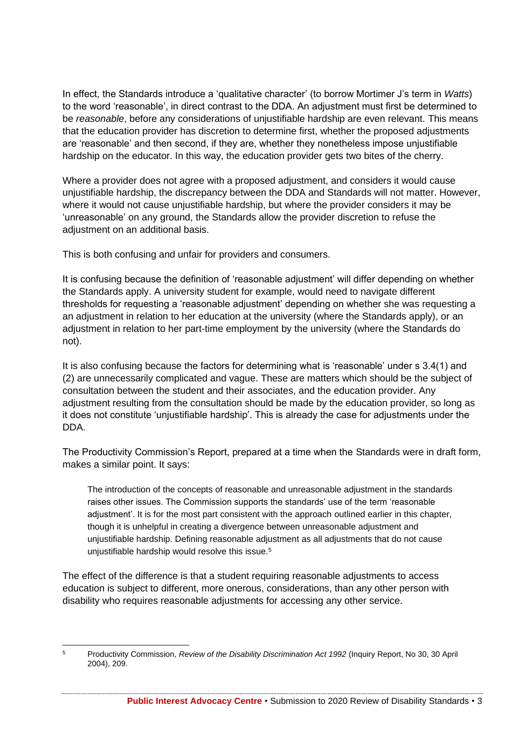In effect, the Standards introduce a 'qualitative character' (to borrow Mortimer J's term in *Watts*) to the word 'reasonable', in direct contrast to the DDA. An adjustment must first be determined to be *reasonable*, before any considerations of unjustifiable hardship are even relevant. This means that the education provider has discretion to determine first, whether the proposed adjustments are 'reasonable' and then second, if they are, whether they nonetheless impose unjustifiable hardship on the educator. In this way, the education provider gets two bites of the cherry.

Where a provider does not agree with a proposed adjustment, and considers it would cause unjustifiable hardship, the discrepancy between the DDA and Standards will not matter. However, where it would not cause unjustifiable hardship, but where the provider considers it may be 'unreasonable' on any ground, the Standards allow the provider discretion to refuse the adjustment on an additional basis.

This is both confusing and unfair for providers and consumers.

It is confusing because the definition of 'reasonable adjustment' will differ depending on whether the Standards apply. A university student for example, would need to navigate different thresholds for requesting a 'reasonable adjustment' depending on whether she was requesting a an adjustment in relation to her education at the university (where the Standards apply), or an adjustment in relation to her part-time employment by the university (where the Standards do not).

It is also confusing because the factors for determining what is 'reasonable' under s 3.4(1) and (2) are unnecessarily complicated and vague. These are matters which should be the subject of consultation between the student and their associates, and the education provider. Any adjustment resulting from the consultation should be made by the education provider, so long as it does not constitute 'unjustifiable hardship'. This is already the case for adjustments under the DDA.

The Productivity Commission's Report, prepared at a time when the Standards were in draft form, makes a similar point. It says:

> The introduction of the concepts of reasonable and unreasonable adjustment in the standards raises other issues. The Commission supports the standards' use of the term 'reasonable adjustment'. It is for the most part consistent with the approach outlined earlier in this chapter, though it is unhelpful in creating a divergence between unreasonable adjustment and unjustifiable hardship. Defining reasonable adjustment as all adjustments that do not cause unjustifiable hardship would resolve this issue.[5]

The effect of the difference is that a student requiring reasonable adjustments to access education is subject to different, more onerous, considerations, than any other person with disability who requires reasonable adjustments for accessing any other service.

---

[5] Productivity Commission, *Review of the Disability Discrimination Act 1992* (Inquiry Report, No 30, 30 April 2004), 209.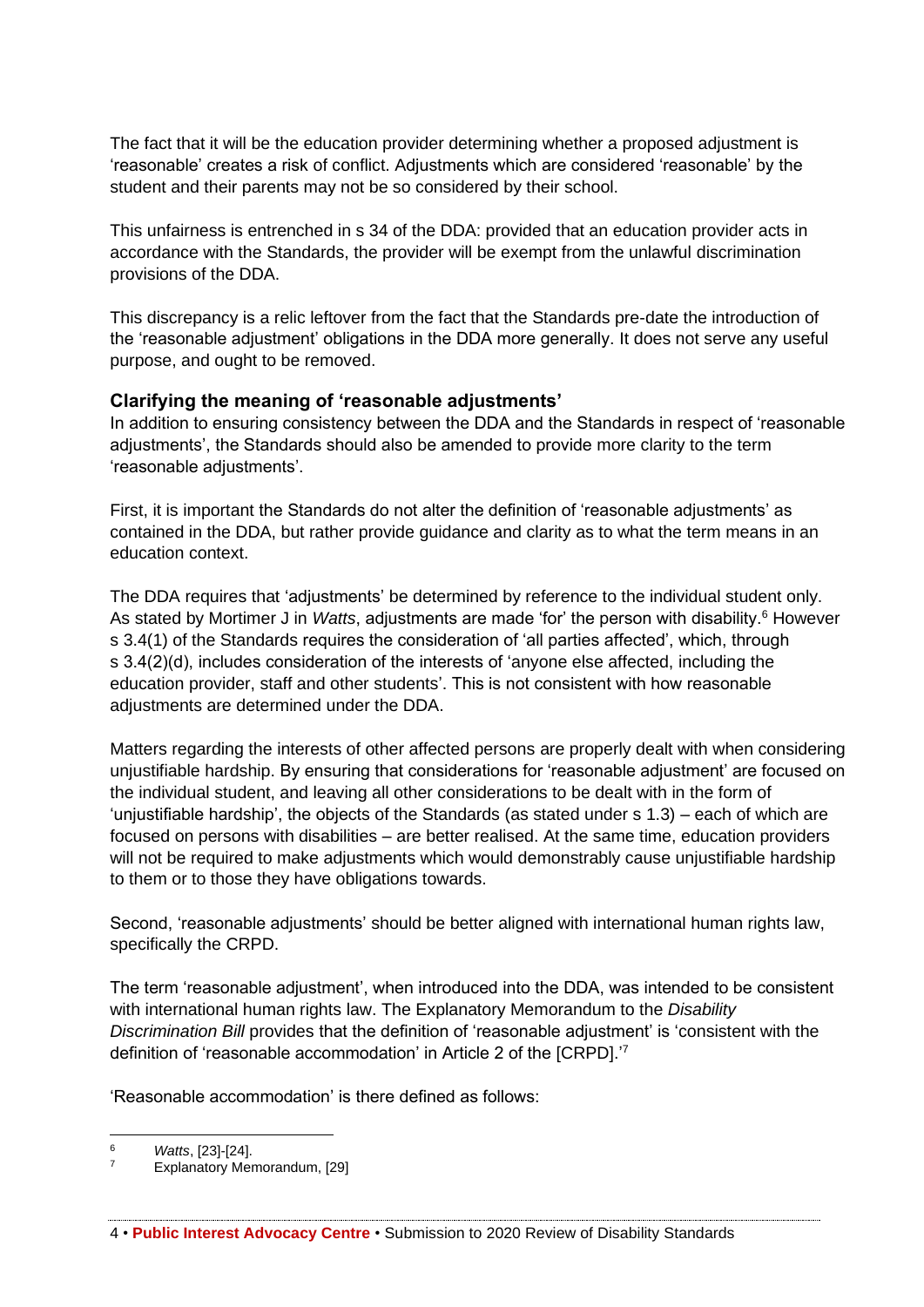The fact that it will be the education provider determining whether a proposed adjustment is 'reasonable' creates a risk of conflict. Adjustments which are considered 'reasonable' by the student and their parents may not be so considered by their school.

This unfairness is entrenched in s 34 of the DDA: provided that an education provider acts in accordance with the Standards, the provider will be exempt from the unlawful discrimination provisions of the DDA.

This discrepancy is a relic leftover from the fact that the Standards pre-date the introduction of the 'reasonable adjustment' obligations in the DDA more generally. It does not serve any useful purpose, and ought to be removed.

### Clarifying the meaning of 'reasonable adjustments'

In addition to ensuring consistency between the DDA and the Standards in respect of 'reasonable adjustments', the Standards should also be amended to provide more clarity to the term 'reasonable adjustments'.

First, it is important the Standards do not alter the definition of 'reasonable adjustments' as contained in the DDA, but rather provide guidance and clarity as to what the term means in an education context.

The DDA requires that 'adjustments' be determined by reference to the individual student only. As stated by Mortimer J in *Watts*, adjustments are made 'for' the person with disability.[6] However s 3.4(1) of the Standards requires the consideration of 'all parties affected', which, through s 3.4(2)(d), includes consideration of the interests of 'anyone else affected, including the education provider, staff and other students'. This is not consistent with how reasonable adjustments are determined under the DDA.

Matters regarding the interests of other affected persons are properly dealt with when considering unjustifiable hardship. By ensuring that considerations for 'reasonable adjustment' are focused on the individual student, and leaving all other considerations to be dealt with in the form of 'unjustifiable hardship', the objects of the Standards (as stated under s 1.3) – each of which are focused on persons with disabilities – are better realised. At the same time, education providers will not be required to make adjustments which would demonstrably cause unjustifiable hardship to them or to those they have obligations towards.

Second, 'reasonable adjustments' should be better aligned with international human rights law, specifically the CRPD.

The term 'reasonable adjustment', when introduced into the DDA, was intended to be consistent with international human rights law. The Explanatory Memorandum to the *Disability Discrimination Bill* provides that the definition of 'reasonable adjustment' is 'consistent with the definition of 'reasonable accommodation' in Article 2 of the [CRPD].'[7]

'Reasonable accommodation' is there defined as follows:

---

[6] *Watts*, [23]-[24].

[7] Explanatory Memorandum, [29]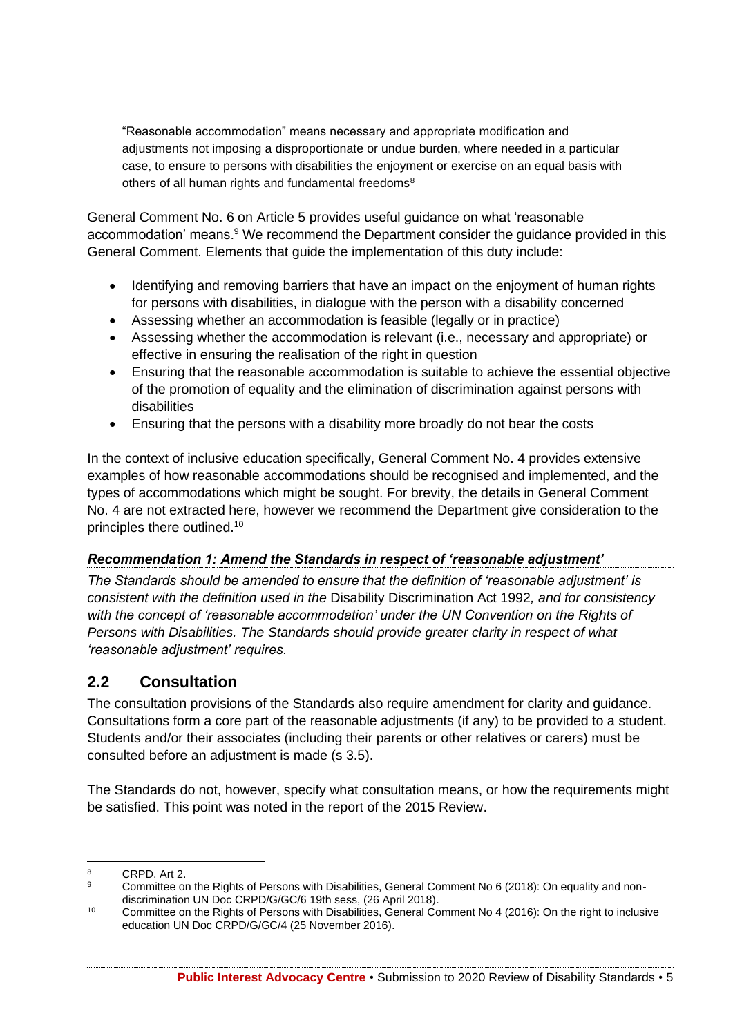> "Reasonable accommodation" means necessary and appropriate modification and adjustments not imposing a disproportionate or undue burden, where needed in a particular case, to ensure to persons with disabilities the enjoyment or exercise on an equal basis with others of all human rights and fundamental freedoms[8]

General Comment No. 6 on Article 5 provides useful guidance on what 'reasonable accommodation' means.[9] We recommend the Department consider the guidance provided in this General Comment. Elements that guide the implementation of this duty include:

- Identifying and removing barriers that have an impact on the enjoyment of human rights for persons with disabilities, in dialogue with the person with a disability concerned
- Assessing whether an accommodation is feasible (legally or in practice)
- Assessing whether the accommodation is relevant (i.e., necessary and appropriate) or effective in ensuring the realisation of the right in question
- Ensuring that the reasonable accommodation is suitable to achieve the essential objective of the promotion of equality and the elimination of discrimination against persons with disabilities
- Ensuring that the persons with a disability more broadly do not bear the costs

In the context of inclusive education specifically, General Comment No. 4 provides extensive examples of how reasonable accommodations should be recognised and implemented, and the types of accommodations which might be sought. For brevity, the details in General Comment No. 4 are not extracted here, however we recommend the Department give consideration to the principles there outlined.[10]

***Recommendation 1: Amend the Standards in respect of 'reasonable adjustment'***

*The Standards should be amended to ensure that the definition of 'reasonable adjustment' is consistent with the definition used in the* Disability Discrimination Act 1992*, and for consistency with the concept of 'reasonable accommodation' under the UN Convention on the Rights of Persons with Disabilities. The Standards should provide greater clarity in respect of what 'reasonable adjustment' requires.*

## 2.2 Consultation

The consultation provisions of the Standards also require amendment for clarity and guidance. Consultations form a core part of the reasonable adjustments (if any) to be provided to a student. Students and/or their associates (including their parents or other relatives or carers) must be consulted before an adjustment is made (s 3.5).

The Standards do not, however, specify what consultation means, or how the requirements might be satisfied. This point was noted in the report of the 2015 Review.

---

[8] CRPD, Art 2.

[9] Committee on the Rights of Persons with Disabilities, General Comment No 6 (2018): On equality and non-discrimination UN Doc CRPD/G/GC/6 19th sess, (26 April 2018).

[10] Committee on the Rights of Persons with Disabilities, General Comment No 4 (2016): On the right to inclusive education UN Doc CRPD/G/GC/4 (25 November 2016).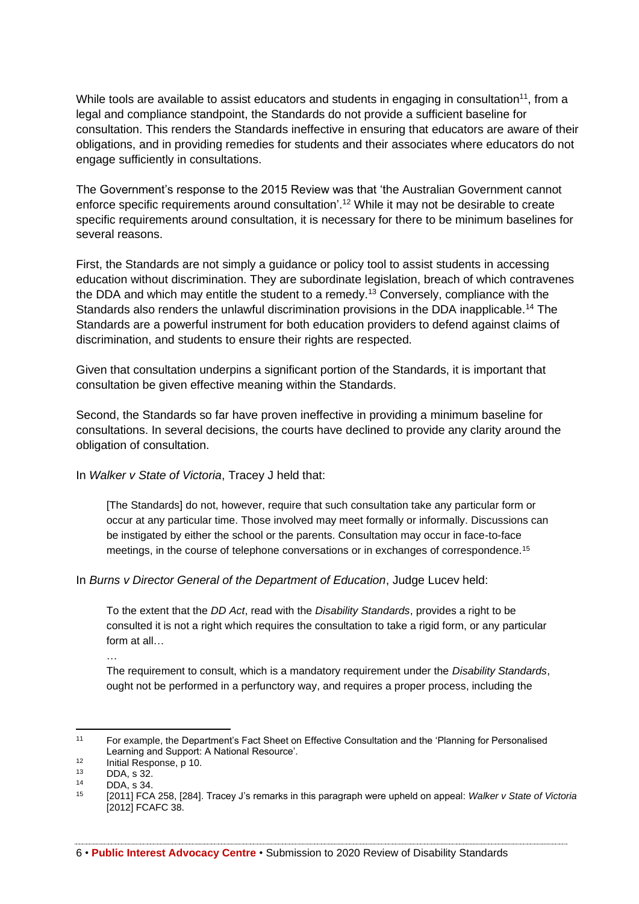While tools are available to assist educators and students in engaging in consultation[11], from a legal and compliance standpoint, the Standards do not provide a sufficient baseline for consultation. This renders the Standards ineffective in ensuring that educators are aware of their obligations, and in providing remedies for students and their associates where educators do not engage sufficiently in consultations.

The Government's response to the 2015 Review was that 'the Australian Government cannot enforce specific requirements around consultation'.[12] While it may not be desirable to create specific requirements around consultation, it is necessary for there to be minimum baselines for several reasons.

First, the Standards are not simply a guidance or policy tool to assist students in accessing education without discrimination. They are subordinate legislation, breach of which contravenes the DDA and which may entitle the student to a remedy.[13] Conversely, compliance with the Standards also renders the unlawful discrimination provisions in the DDA inapplicable.[14] The Standards are a powerful instrument for both education providers to defend against claims of discrimination, and students to ensure their rights are respected.

Given that consultation underpins a significant portion of the Standards, it is important that consultation be given effective meaning within the Standards.

Second, the Standards so far have proven ineffective in providing a minimum baseline for consultations. In several decisions, the courts have declined to provide any clarity around the obligation of consultation.

In *Walker v State of Victoria*, Tracey J held that:

> [The Standards] do not, however, require that such consultation take any particular form or occur at any particular time. Those involved may meet formally or informally. Discussions can be instigated by either the school or the parents. Consultation may occur in face-to-face meetings, in the course of telephone conversations or in exchanges of correspondence.[15]

In *Burns v Director General of the Department of Education*, Judge Lucev held:

> To the extent that the *DD Act*, read with the *Disability Standards*, provides a right to be consulted it is not a right which requires the consultation to take a rigid form, or any particular form at all…
>
> …
>
> The requirement to consult, which is a mandatory requirement under the *Disability Standards*, ought not be performed in a perfunctory way, and requires a proper process, including the

---

[11] For example, the Department's Fact Sheet on Effective Consultation and the 'Planning for Personalised Learning and Support: A National Resource'.

[12] Initial Response, p 10.

[13] DDA, s 32.

[14] DDA, s 34.

[15] [2011] FCA 258, [284]. Tracey J's remarks in this paragraph were upheld on appeal: *Walker v State of Victoria* [2012] FCAFC 38.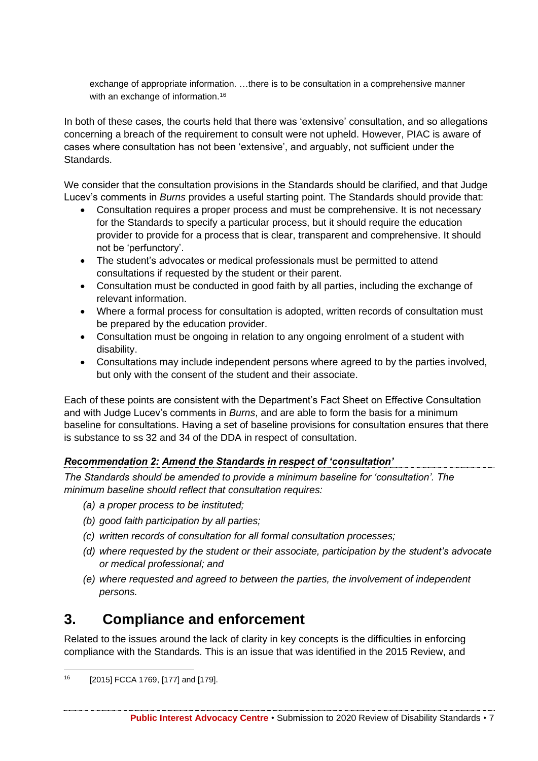exchange of appropriate information. …there is to be consultation in a comprehensive manner with an exchange of information.[16]

In both of these cases, the courts held that there was 'extensive' consultation, and so allegations concerning a breach of the requirement to consult were not upheld. However, PIAC is aware of cases where consultation has not been 'extensive', and arguably, not sufficient under the Standards.

We consider that the consultation provisions in the Standards should be clarified, and that Judge Lucev's comments in *Burns* provides a useful starting point. The Standards should provide that:

- Consultation requires a proper process and must be comprehensive. It is not necessary for the Standards to specify a particular process, but it should require the education provider to provide for a process that is clear, transparent and comprehensive. It should not be 'perfunctory'.
- The student's advocates or medical professionals must be permitted to attend consultations if requested by the student or their parent.
- Consultation must be conducted in good faith by all parties, including the exchange of relevant information.
- Where a formal process for consultation is adopted, written records of consultation must be prepared by the education provider.
- Consultation must be ongoing in relation to any ongoing enrolment of a student with disability.
- Consultations may include independent persons where agreed to by the parties involved, but only with the consent of the student and their associate.

Each of these points are consistent with the Department's Fact Sheet on Effective Consultation and with Judge Lucev's comments in *Burns*, and are able to form the basis for a minimum baseline for consultations. Having a set of baseline provisions for consultation ensures that there is substance to ss 32 and 34 of the DDA in respect of consultation.

***Recommendation 2: Amend the Standards in respect of 'consultation'***

*The Standards should be amended to provide a minimum baseline for 'consultation'. The minimum baseline should reflect that consultation requires:*

*(a) a proper process to be instituted;*

*(b) good faith participation by all parties;*

*(c) written records of consultation for all formal consultation processes;*

*(d) where requested by the student or their associate, participation by the student's advocate or medical professional; and*

*(e) where requested and agreed to between the parties, the involvement of independent persons.*

## 3. Compliance and enforcement

Related to the issues around the lack of clarity in key concepts is the difficulties in enforcing compliance with the Standards. This is an issue that was identified in the 2015 Review, and

[16] [2015] FCCA 1769, [177] and [179].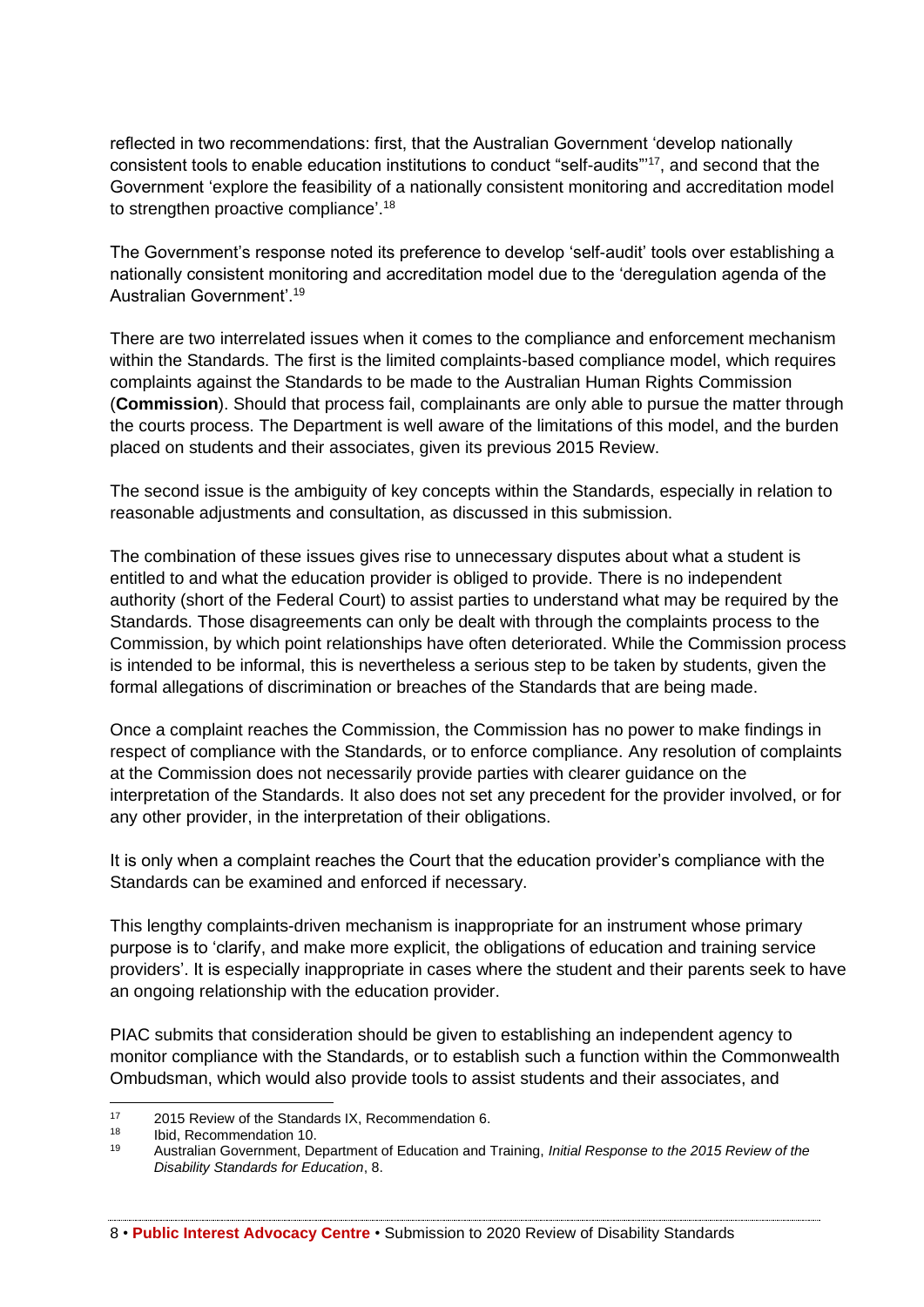reflected in two recommendations: first, that the Australian Government 'develop nationally consistent tools to enable education institutions to conduct "self-audits"'[17], and second that the Government 'explore the feasibility of a nationally consistent monitoring and accreditation model to strengthen proactive compliance'.[18]

The Government's response noted its preference to develop 'self-audit' tools over establishing a nationally consistent monitoring and accreditation model due to the 'deregulation agenda of the Australian Government'.[19]

There are two interrelated issues when it comes to the compliance and enforcement mechanism within the Standards. The first is the limited complaints-based compliance model, which requires complaints against the Standards to be made to the Australian Human Rights Commission (**Commission**). Should that process fail, complainants are only able to pursue the matter through the courts process. The Department is well aware of the limitations of this model, and the burden placed on students and their associates, given its previous 2015 Review.

The second issue is the ambiguity of key concepts within the Standards, especially in relation to reasonable adjustments and consultation, as discussed in this submission.

The combination of these issues gives rise to unnecessary disputes about what a student is entitled to and what the education provider is obliged to provide. There is no independent authority (short of the Federal Court) to assist parties to understand what may be required by the Standards. Those disagreements can only be dealt with through the complaints process to the Commission, by which point relationships have often deteriorated. While the Commission process is intended to be informal, this is nevertheless a serious step to be taken by students, given the formal allegations of discrimination or breaches of the Standards that are being made.

Once a complaint reaches the Commission, the Commission has no power to make findings in respect of compliance with the Standards, or to enforce compliance. Any resolution of complaints at the Commission does not necessarily provide parties with clearer guidance on the interpretation of the Standards. It also does not set any precedent for the provider involved, or for any other provider, in the interpretation of their obligations.

It is only when a complaint reaches the Court that the education provider's compliance with the Standards can be examined and enforced if necessary.

This lengthy complaints-driven mechanism is inappropriate for an instrument whose primary purpose is to 'clarify, and make more explicit, the obligations of education and training service providers'. It is especially inappropriate in cases where the student and their parents seek to have an ongoing relationship with the education provider.

PIAC submits that consideration should be given to establishing an independent agency to monitor compliance with the Standards, or to establish such a function within the Commonwealth Ombudsman, which would also provide tools to assist students and their associates, and

---

[17] 2015 Review of the Standards IX, Recommendation 6.

[18] Ibid, Recommendation 10.

[19] Australian Government, Department of Education and Training, *Initial Response to the 2015 Review of the Disability Standards for Education*, 8.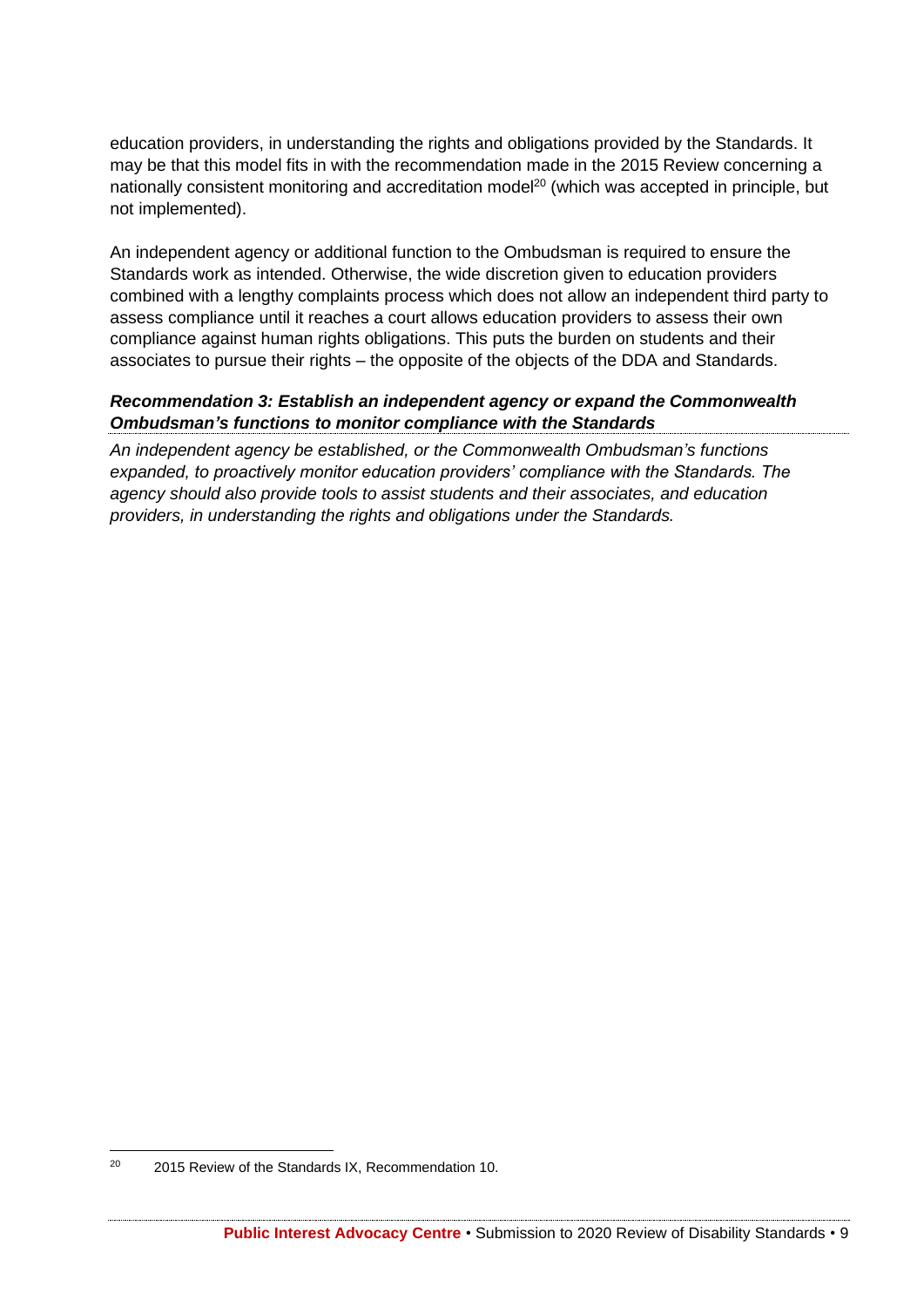education providers, in understanding the rights and obligations provided by the Standards. It may be that this model fits in with the recommendation made in the 2015 Review concerning a nationally consistent monitoring and accreditation model[20] (which was accepted in principle, but not implemented).

An independent agency or additional function to the Ombudsman is required to ensure the Standards work as intended. Otherwise, the wide discretion given to education providers combined with a lengthy complaints process which does not allow an independent third party to assess compliance until it reaches a court allows education providers to assess their own compliance against human rights obligations. This puts the burden on students and their associates to pursue their rights – the opposite of the objects of the DDA and Standards.

***Recommendation 3: Establish an independent agency or expand the Commonwealth Ombudsman's functions to monitor compliance with the Standards***

*An independent agency be established, or the Commonwealth Ombudsman's functions expanded, to proactively monitor education providers' compliance with the Standards. The agency should also provide tools to assist students and their associates, and education providers, in understanding the rights and obligations under the Standards.*

[20] 2015 Review of the Standards IX, Recommendation 10.